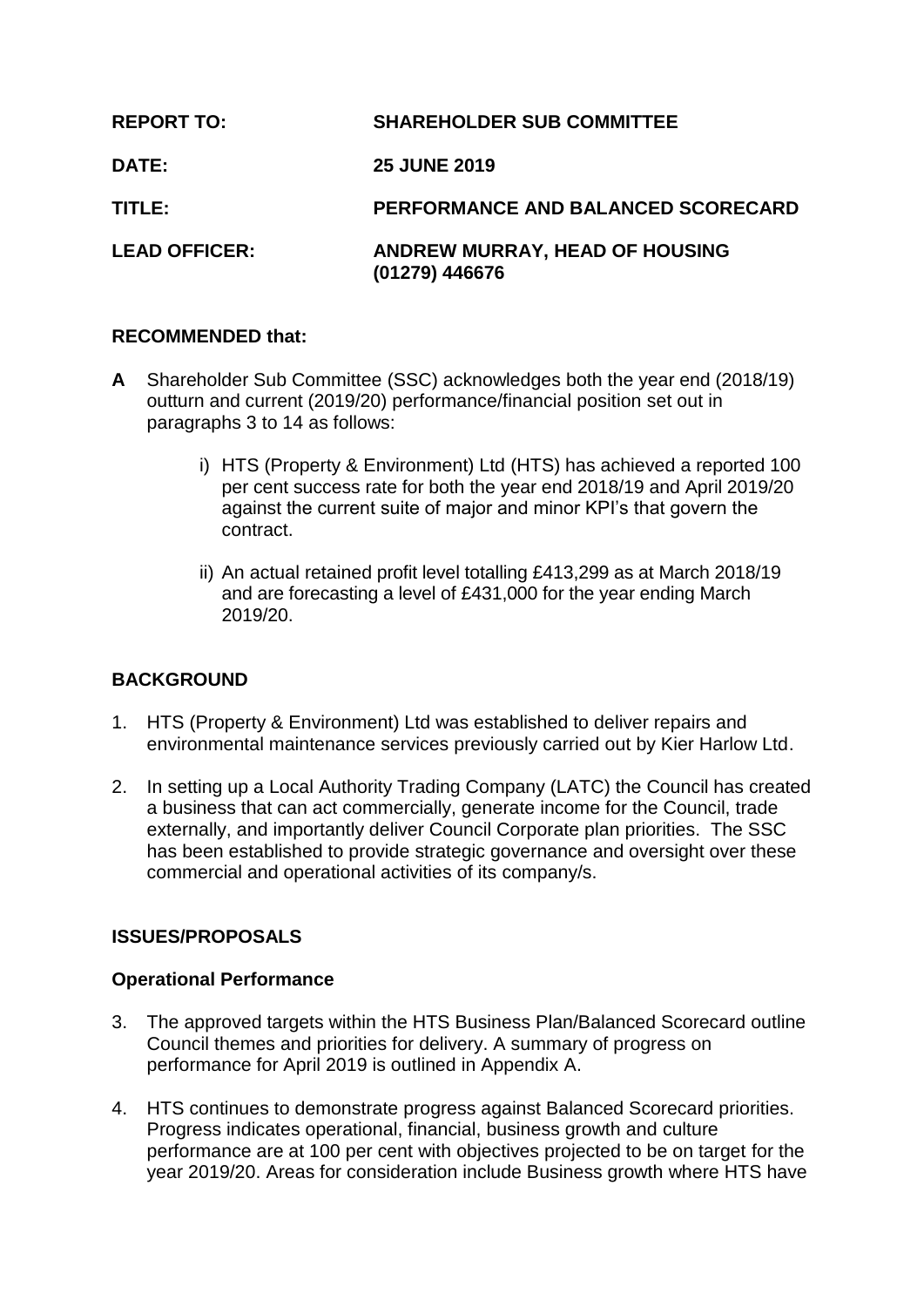**REPORT TO:** SHAREHOLDER SUB COMMITTEE

**DATE:** 25 JUNE 2019

**TITLE:** PERFORMANCE AND BALANCED SCORECARD

**LEAD OFFICER:** ANDREW MURRAY, HEAD OF HOUSING (01279) 446676

**RECOMMENDED that:**

**A** Shareholder Sub Committee (SSC) acknowledges both the year end (2018/19) outturn and current (2019/20) performance/financial position set out in paragraphs 3 to 14 as follows:

i) HTS (Property & Environment) Ltd (HTS) has achieved a reported 100 per cent success rate for both the year end 2018/19 and April 2019/20 against the current suite of major and minor KPI's that govern the contract.

ii) An actual retained profit level totalling £413,299 as at March 2018/19 and are forecasting a level of £431,000 for the year ending March 2019/20.

## BACKGROUND

1. HTS (Property & Environment) Ltd was established to deliver repairs and environmental maintenance services previously carried out by Kier Harlow Ltd.

2. In setting up a Local Authority Trading Company (LATC) the Council has created a business that can act commercially, generate income for the Council, trade externally, and importantly deliver Council Corporate plan priorities. The SSC has been established to provide strategic governance and oversight over these commercial and operational activities of its company/s.

## ISSUES/PROPOSALS

### Operational Performance

3. The approved targets within the HTS Business Plan/Balanced Scorecard outline Council themes and priorities for delivery. A summary of progress on performance for April 2019 is outlined in Appendix A.

4. HTS continues to demonstrate progress against Balanced Scorecard priorities. Progress indicates operational, financial, business growth and culture performance are at 100 per cent with objectives projected to be on target for the year 2019/20. Areas for consideration include Business growth where HTS have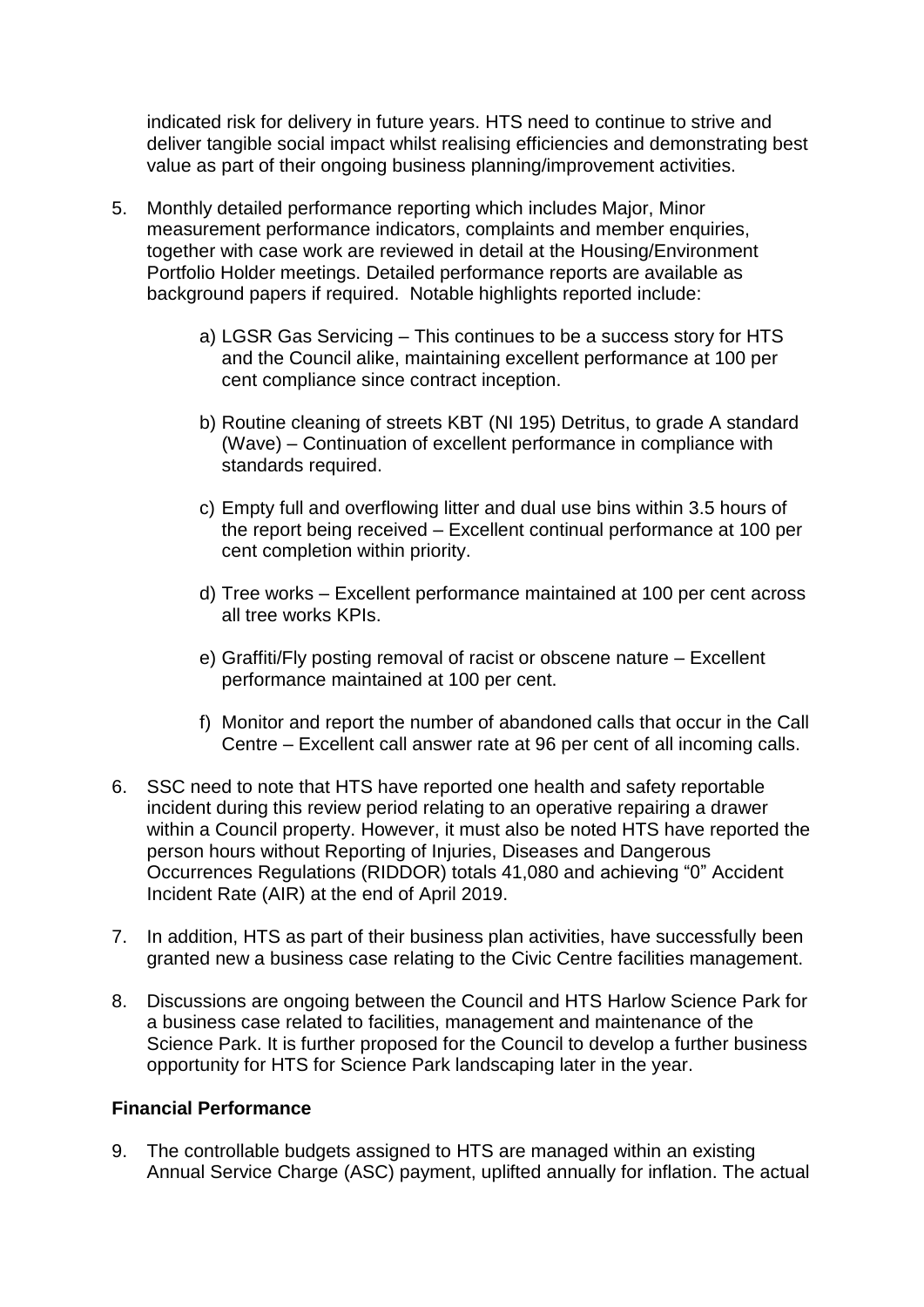indicated risk for delivery in future years. HTS need to continue to strive and deliver tangible social impact whilst realising efficiencies and demonstrating best value as part of their ongoing business planning/improvement activities.

5. Monthly detailed performance reporting which includes Major, Minor measurement performance indicators, complaints and member enquiries, together with case work are reviewed in detail at the Housing/Environment Portfolio Holder meetings. Detailed performance reports are available as background papers if required. Notable highlights reported include:

   a) LGSR Gas Servicing – This continues to be a success story for HTS and the Council alike, maintaining excellent performance at 100 per cent compliance since contract inception.

   b) Routine cleaning of streets KBT (NI 195) Detritus, to grade A standard (Wave) – Continuation of excellent performance in compliance with standards required.

   c) Empty full and overflowing litter and dual use bins within 3.5 hours of the report being received – Excellent continual performance at 100 per cent completion within priority.

   d) Tree works – Excellent performance maintained at 100 per cent across all tree works KPIs.

   e) Graffiti/Fly posting removal of racist or obscene nature – Excellent performance maintained at 100 per cent.

   f) Monitor and report the number of abandoned calls that occur in the Call Centre – Excellent call answer rate at 96 per cent of all incoming calls.

6. SSC need to note that HTS have reported one health and safety reportable incident during this review period relating to an operative repairing a drawer within a Council property. However, it must also be noted HTS have reported the person hours without Reporting of Injuries, Diseases and Dangerous Occurrences Regulations (RIDDOR) totals 41,080 and achieving "0" Accident Incident Rate (AIR) at the end of April 2019.

7. In addition, HTS as part of their business plan activities, have successfully been granted new a business case relating to the Civic Centre facilities management.

8. Discussions are ongoing between the Council and HTS Harlow Science Park for a business case related to facilities, management and maintenance of the Science Park. It is further proposed for the Council to develop a further business opportunity for HTS for Science Park landscaping later in the year.

**Financial Performance**

9. The controllable budgets assigned to HTS are managed within an existing Annual Service Charge (ASC) payment, uplifted annually for inflation. The actual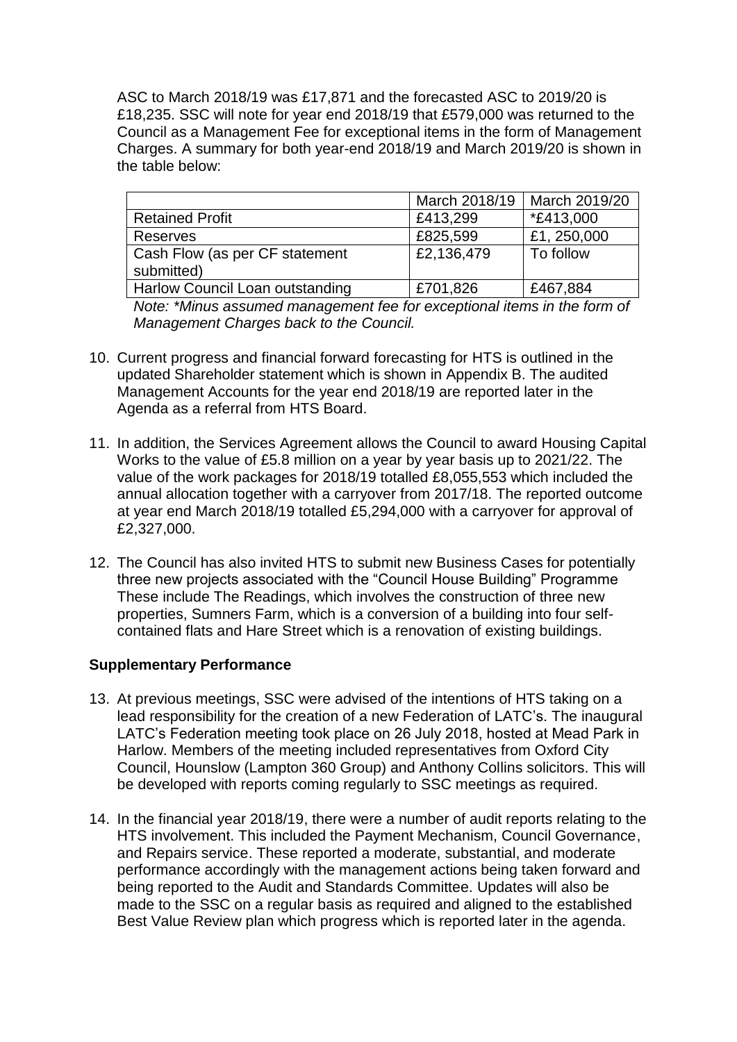ASC to March 2018/19 was £17,871 and the forecasted ASC to 2019/20 is £18,235. SSC will note for year end 2018/19 that £579,000 was returned to the Council as a Management Fee for exceptional items in the form of Management Charges. A summary for both year-end 2018/19 and March 2019/20 is shown in the table below:

| | March 2018/19 | March 2019/20 |
|---|---|---|
| Retained Profit | £413,299 | *£413,000 |
| Reserves | £825,599 | £1, 250,000 |
| Cash Flow (as per CF statement submitted) | £2,136,479 | To follow |
| Harlow Council Loan outstanding | £701,826 | £467,884 |

*Note: *Minus assumed management fee for exceptional items in the form of Management Charges back to the Council.*

10. Current progress and financial forward forecasting for HTS is outlined in the updated Shareholder statement which is shown in Appendix B. The audited Management Accounts for the year end 2018/19 are reported later in the Agenda as a referral from HTS Board.

11. In addition, the Services Agreement allows the Council to award Housing Capital Works to the value of £5.8 million on a year by year basis up to 2021/22. The value of the work packages for 2018/19 totalled £8,055,553 which included the annual allocation together with a carryover from 2017/18. The reported outcome at year end March 2018/19 totalled £5,294,000 with a carryover for approval of £2,327,000.

12. The Council has also invited HTS to submit new Business Cases for potentially three new projects associated with the "Council House Building" Programme These include The Readings, which involves the construction of three new properties, Sumners Farm, which is a conversion of a building into four self-contained flats and Hare Street which is a renovation of existing buildings.

**Supplementary Performance**

13. At previous meetings, SSC were advised of the intentions of HTS taking on a lead responsibility for the creation of a new Federation of LATC's. The inaugural LATC's Federation meeting took place on 26 July 2018, hosted at Mead Park in Harlow. Members of the meeting included representatives from Oxford City Council, Hounslow (Lampton 360 Group) and Anthony Collins solicitors. This will be developed with reports coming regularly to SSC meetings as required.

14. In the financial year 2018/19, there were a number of audit reports relating to the HTS involvement. This included the Payment Mechanism, Council Governance, and Repairs service. These reported a moderate, substantial, and moderate performance accordingly with the management actions being taken forward and being reported to the Audit and Standards Committee. Updates will also be made to the SSC on a regular basis as required and aligned to the established Best Value Review plan which progress which is reported later in the agenda.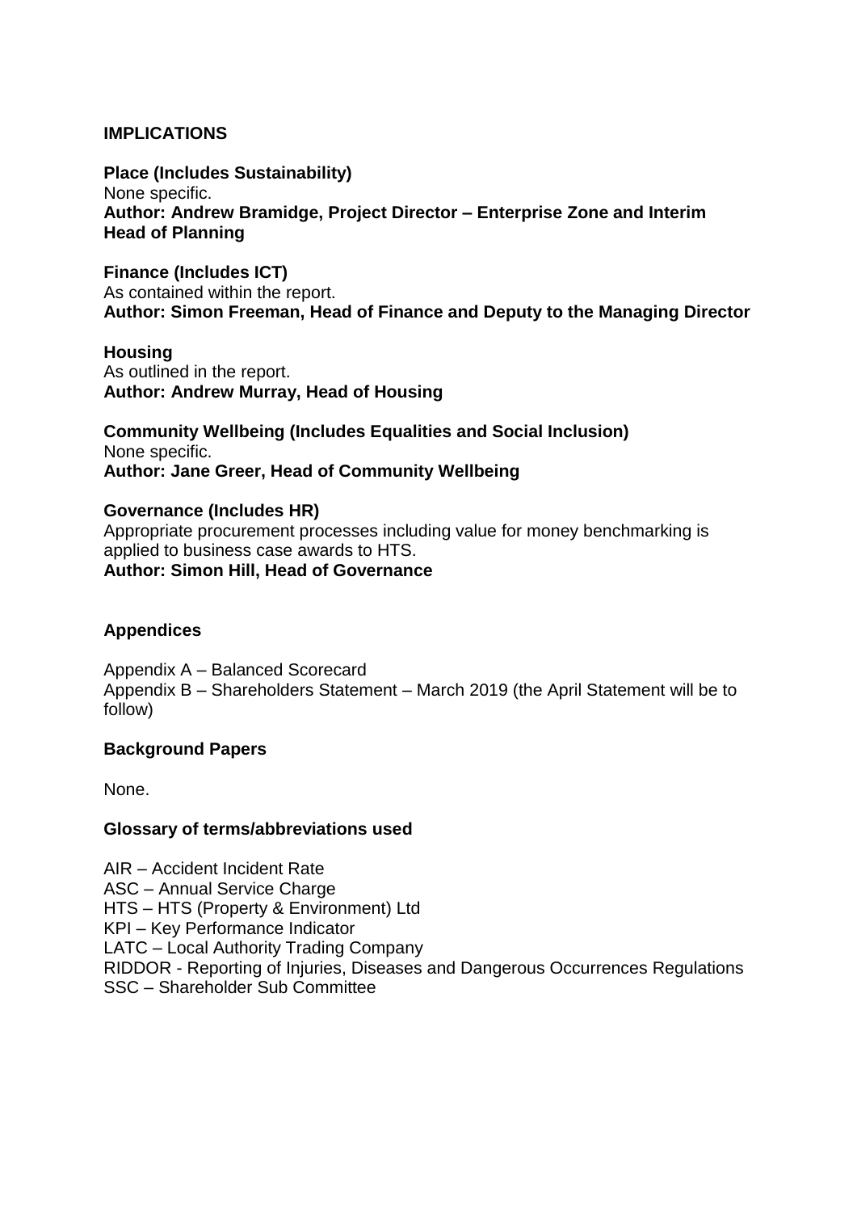## IMPLICATIONS

**Place (Includes Sustainability)**
None specific.
**Author: Andrew Bramidge, Project Director – Enterprise Zone and Interim Head of Planning**

**Finance (Includes ICT)**
As contained within the report.
**Author: Simon Freeman, Head of Finance and Deputy to the Managing Director**

**Housing**
As outlined in the report.
**Author: Andrew Murray, Head of Housing**

**Community Wellbeing (Includes Equalities and Social Inclusion)**
None specific.
**Author: Jane Greer, Head of Community Wellbeing**

**Governance (Includes HR)**
Appropriate procurement processes including value for money benchmarking is applied to business case awards to HTS.
**Author: Simon Hill, Head of Governance**

## Appendices

Appendix A – Balanced Scorecard
Appendix B – Shareholders Statement – March 2019 (the April Statement will be to follow)

## Background Papers

None.

## Glossary of terms/abbreviations used

AIR – Accident Incident Rate
ASC – Annual Service Charge
HTS – HTS (Property & Environment) Ltd
KPI – Key Performance Indicator
LATC – Local Authority Trading Company
RIDDOR - Reporting of Injuries, Diseases and Dangerous Occurrences Regulations
SSC – Shareholder Sub Committee